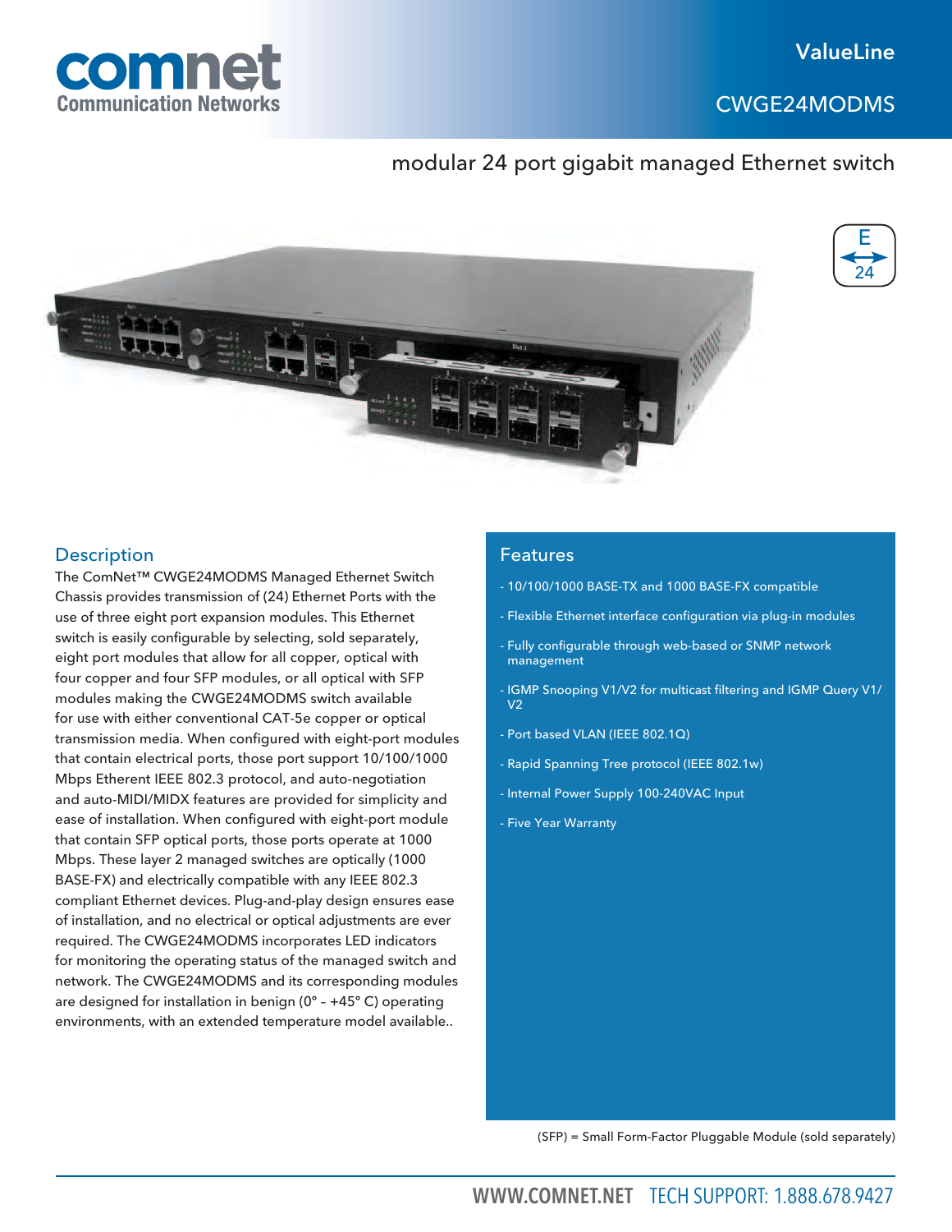comnet
Communication Networks

ValueLine

# CWGE24MODMS

## modular 24 port gigabit managed Ethernet switch

E
24

## Description

The ComNet™ CWGE24MODMS Managed Ethernet Switch Chassis provides transmission of (24) Ethernet Ports with the use of three eight port expansion modules. This Ethernet switch is easily configurable by selecting, sold separately, eight port modules that allow for all copper, optical with four copper and four SFP modules, or all optical with SFP modules making the CWGE24MODMS switch available for use with either conventional CAT-5e copper or optical transmission media. When configured with eight-port modules that contain electrical ports, those port support 10/100/1000 Mbps Etherent IEEE 802.3 protocol, and auto-negotiation and auto-MIDI/MIDX features are provided for simplicity and ease of installation. When configured with eight-port module that contain SFP optical ports, those ports operate at 1000 Mbps. These layer 2 managed switches are optically (1000 BASE-FX) and electrically compatible with any IEEE 802.3 compliant Ethernet devices. Plug-and-play design ensures ease of installation, and no electrical or optical adjustments are ever required. The CWGE24MODMS incorporates LED indicators for monitoring the operating status of the managed switch and network. The CWGE24MODMS and its corresponding modules are designed for installation in benign (0° – +45° C) operating environments, with an extended temperature model available..

## Features

- 10/100/1000 BASE-TX and 1000 BASE-FX compatible
- Flexible Ethernet interface configuration via plug-in modules
- Fully configurable through web-based or SNMP network management
- IGMP Snooping V1/V2 for multicast filtering and IGMP Query V1/V2
- Port based VLAN (IEEE 802.1Q)
- Rapid Spanning Tree protocol (IEEE 802.1w)
- Internal Power Supply 100-240VAC Input
- Five Year Warranty

(SFP) = Small Form-Factor Pluggable Module (sold separately)

WWW.COMNET.NET TECH SUPPORT: 1.888.678.9427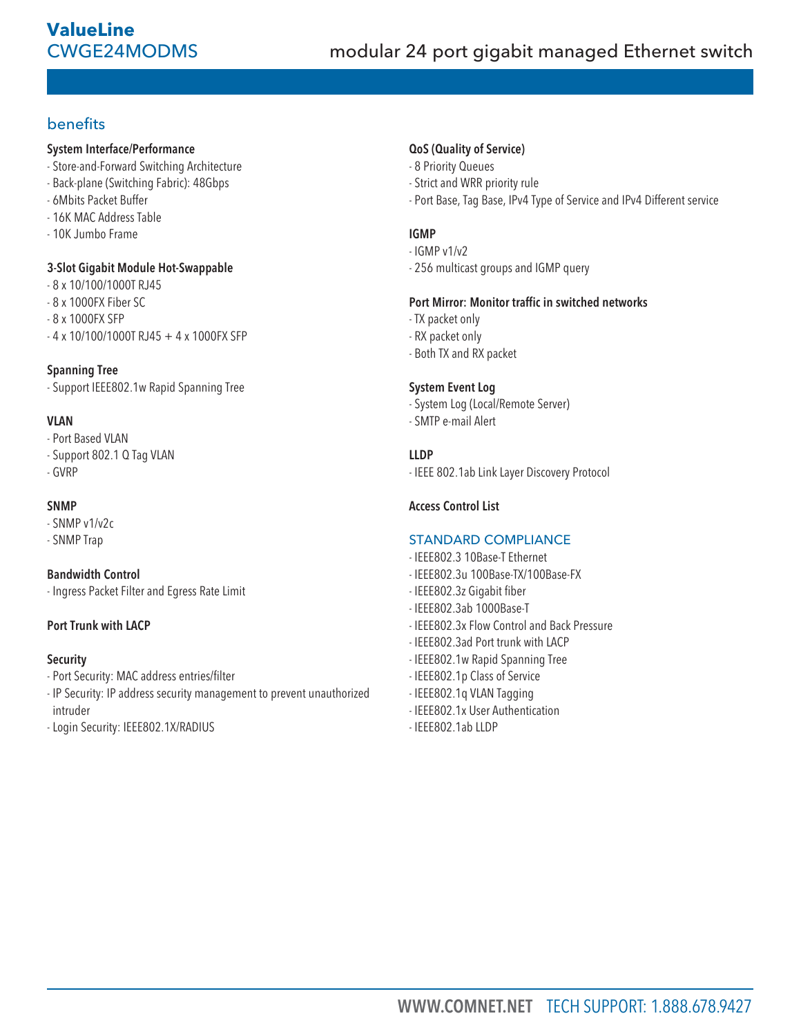# ValueLine CWGE24MODMS

## modular 24 port gigabit managed Ethernet switch

## benefits

**System Interface/Performance**
- Store-and-Forward Switching Architecture
- Back-plane (Switching Fabric): 48Gbps
- 6Mbits Packet Buffer
- 16K MAC Address Table
- 10K Jumbo Frame

**3-Slot Gigabit Module Hot-Swappable**
- 8 x 10/100/1000T RJ45
- 8 x 1000FX Fiber SC
- 8 x 1000FX SFP
- 4 x 10/100/1000T RJ45 + 4 x 1000FX SFP

**Spanning Tree**
- Support IEEE802.1w Rapid Spanning Tree

**VLAN**
- Port Based VLAN
- Support 802.1 Q Tag VLAN
- GVRP

**SNMP**
- SNMP v1/v2c
- SNMP Trap

**Bandwidth Control**
- Ingress Packet Filter and Egress Rate Limit

**Port Trunk with LACP**

**Security**
- Port Security: MAC address entries/filter
- IP Security: IP address security management to prevent unauthorized intruder
- Login Security: IEEE802.1X/RADIUS

**QoS (Quality of Service)**
- 8 Priority Queues
- Strict and WRR priority rule
- Port Base, Tag Base, IPv4 Type of Service and IPv4 Different service

**IGMP**
- IGMP v1/v2
- 256 multicast groups and IGMP query

**Port Mirror: Monitor traffic in switched networks**
- TX packet only
- RX packet only
- Both TX and RX packet

**System Event Log**
- System Log (Local/Remote Server)
- SMTP e-mail Alert

**LLDP**
- IEEE 802.1ab Link Layer Discovery Protocol

**Access Control List**

## STANDARD COMPLIANCE

- IEEE802.3 10Base-T Ethernet
- IEEE802.3u 100Base-TX/100Base-FX
- IEEE802.3z Gigabit fiber
- IEEE802.3ab 1000Base-T
- IEEE802.3x Flow Control and Back Pressure
- IEEE802.3ad Port trunk with LACP
- IEEE802.1w Rapid Spanning Tree
- IEEE802.1p Class of Service
- IEEE802.1q VLAN Tagging
- IEEE802.1x User Authentication
- IEEE802.1ab LLDP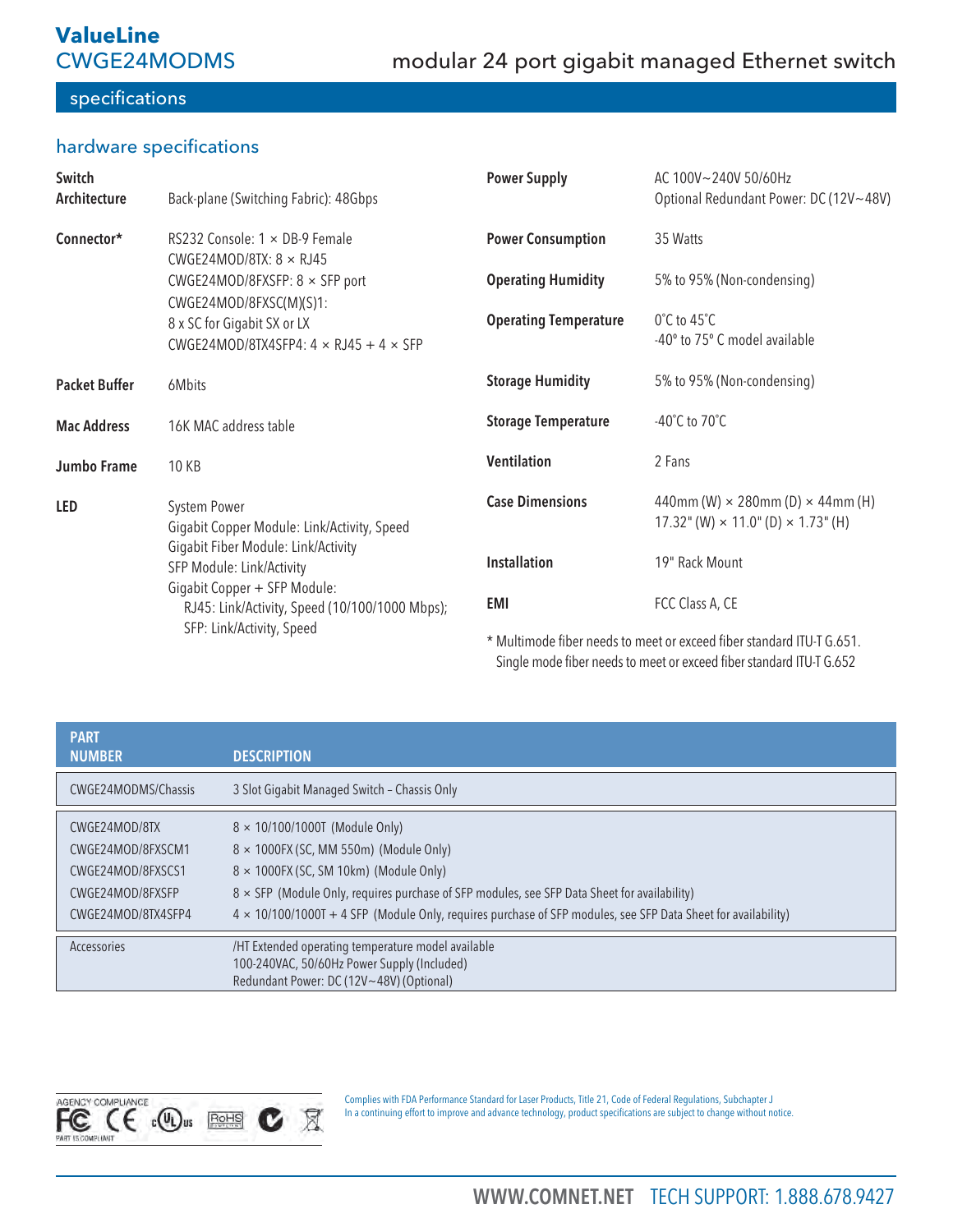**ValueLine**
CWGE24MODMS

modular 24 port gigabit managed Ethernet switch

## specifications

### hardware specifications

| | |
|---|---|
| **Switch Architecture** | Back-plane (Switching Fabric): 48Gbps |
| **Connector*** | RS232 Console: 1 × DB-9 Female<br>CWGE24MOD/8TX: 8 × RJ45<br>CWGE24MOD/8FXSFP: 8 × SFP port<br>CWGE24MOD/8FXSC(M)(S)1:<br>8 x SC for Gigabit SX or LX<br>CWGE24MOD/8TX4SFP4: 4 × RJ45 + 4 × SFP |
| **Packet Buffer** | 6Mbits |
| **Mac Address** | 16K MAC address table |
| **Jumbo Frame** | 10 KB |
| **LED** | System Power<br>Gigabit Copper Module: Link/Activity, Speed<br>Gigabit Fiber Module: Link/Activity<br>SFP Module: Link/Activity<br>Gigabit Copper + SFP Module:<br>RJ45: Link/Activity, Speed (10/100/1000 Mbps);<br>SFP: Link/Activity, Speed |
| **Power Supply** | AC 100V~240V 50/60Hz<br>Optional Redundant Power: DC (12V~48V) |
| **Power Consumption** | 35 Watts |
| **Operating Humidity** | 5% to 95% (Non-condensing) |
| **Operating Temperature** | 0˚C to 45˚C<br>-40° to 75° C model available |
| **Storage Humidity** | 5% to 95% (Non-condensing) |
| **Storage Temperature** | -40˚C to 70˚C |
| **Ventilation** | 2 Fans |
| **Case Dimensions** | 440mm (W) × 280mm (D) × 44mm (H)<br>17.32" (W) × 11.0" (D) × 1.73" (H) |
| **Installation** | 19" Rack Mount |
| **EMI** | FCC Class A, CE |

* Multimode fiber needs to meet or exceed fiber standard ITU-T G.651.
Single mode fiber needs to meet or exceed fiber standard ITU-T G.652

| PART NUMBER | DESCRIPTION |
|---|---|
| CWGE24MODMS/Chassis | 3 Slot Gigabit Managed Switch – Chassis Only |
| CWGE24MOD/8TX | 8 × 10/100/1000T (Module Only) |
| CWGE24MOD/8FXSCM1 | 8 × 1000FX (SC, MM 550m) (Module Only) |
| CWGE24MOD/8FXSCS1 | 8 × 1000FX (SC, SM 10km) (Module Only) |
| CWGE24MOD/8FXSFP | 8 × SFP (Module Only, requires purchase of SFP modules, see SFP Data Sheet for availability) |
| CWGE24MOD/8TX4SFP4 | 4 × 10/100/1000T + 4 SFP (Module Only, requires purchase of SFP modules, see SFP Data Sheet for availability) |
| Accessories | /HT Extended operating temperature model available<br>100-240VAC, 50/60Hz Power Supply (Included)<br>Redundant Power: DC (12V~48V) (Optional) |

AGENCY COMPLIANCE
PART 15 COMPLIANT

Complies with FDA Performance Standard for Laser Products, Title 21, Code of Federal Regulations, Subchapter J
In a continuing effort to improve and advance technology, product specifications are subject to change without notice.

WWW.COMNET.NET TECH SUPPORT: 1.888.678.9427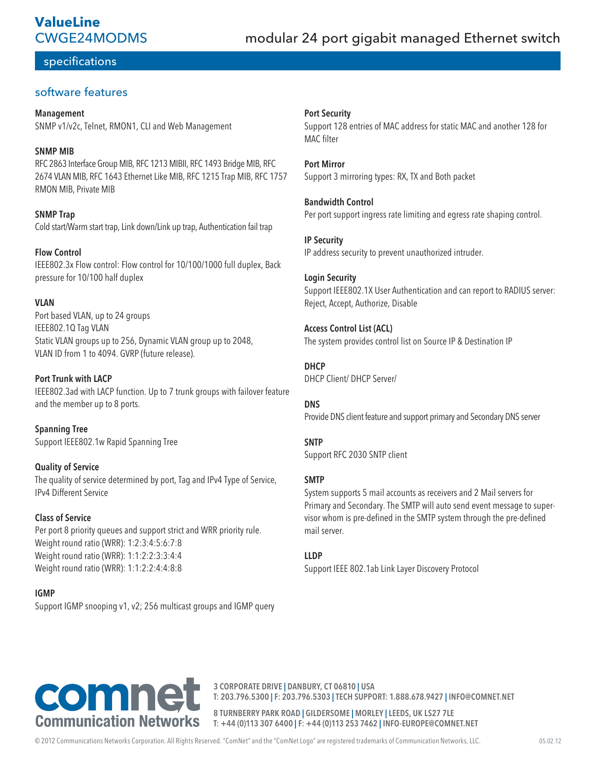## software features

**Management**
SNMP v1/v2c, Telnet, RMON1, CLI and Web Management

**SNMP MIB**
RFC 2863 Interface Group MIB, RFC 1213 MIBII, RFC 1493 Bridge MIB, RFC 2674 VLAN MIB, RFC 1643 Ethernet Like MIB, RFC 1215 Trap MIB, RFC 1757 RMON MIB, Private MIB

**SNMP Trap**
Cold start/Warm start trap, Link down/Link up trap, Authentication fail trap

**Flow Control**
IEEE802.3x Flow control: Flow control for 10/100/1000 full duplex, Back pressure for 10/100 half duplex

**VLAN**
Port based VLAN, up to 24 groups
IEEE802.1Q Tag VLAN
Static VLAN groups up to 256, Dynamic VLAN group up to 2048, VLAN ID from 1 to 4094. GVRP (future release).

**Port Trunk with LACP**
IEEE802.3ad with LACP function. Up to 7 trunk groups with failover feature and the member up to 8 ports.

**Spanning Tree**
Support IEEE802.1w Rapid Spanning Tree

**Quality of Service**
The quality of service determined by port, Tag and IPv4 Type of Service, IPv4 Different Service

**Class of Service**
Per port 8 priority queues and support strict and WRR priority rule.
Weight round ratio (WRR): 1:2:3:4:5:6:7:8
Weight round ratio (WRR): 1:1:2:2:3:3:4:4
Weight round ratio (WRR): 1:1:2:2:4:4:8:8

**IGMP**
Support IGMP snooping v1, v2; 256 multicast groups and IGMP query

**Port Security**
Support 128 entries of MAC address for static MAC and another 128 for MAC filter

**Port Mirror**
Support 3 mirroring types: RX, TX and Both packet

**Bandwidth Control**
Per port support ingress rate limiting and egress rate shaping control.

**IP Security**
IP address security to prevent unauthorized intruder.

**Login Security**
Support IEEE802.1X User Authentication and can report to RADIUS server: Reject, Accept, Authorize, Disable

**Access Control List (ACL)**
The system provides control list on Source IP & Destination IP

**DHCP**
DHCP Client/ DHCP Server/

**DNS**
Provide DNS client feature and support primary and Secondary DNS server

**SNTP**
Support RFC 2030 SNTP client

**SMTP**
System supports 5 mail accounts as receivers and 2 Mail servers for Primary and Secondary. The SMTP will auto send event message to supervisor whom is pre-defined in the SMTP system through the pre-defined mail server.

**LLDP**
Support IEEE 802.1ab Link Layer Discovery Protocol

comnet Communication Networks

3 CORPORATE DRIVE | DANBURY, CT 06810 | USA
T: 203.796.5300 | F: 203.796.5303 | TECH SUPPORT: 1.888.678.9427 | INFO@COMNET.NET

8 TURNBERRY PARK ROAD | GILDERSOME | MORLEY | LEEDS, UK LS27 7LE
T: +44 (0)113 307 6400 | F: +44 (0)113 253 7462 | INFO-EUROPE@COMNET.NET

© 2012 Communications Networks Corporation. All Rights Reserved. "ComNet" and the "ComNet Logo" are registered trademarks of Communication Networks, LLC. 05.02.12